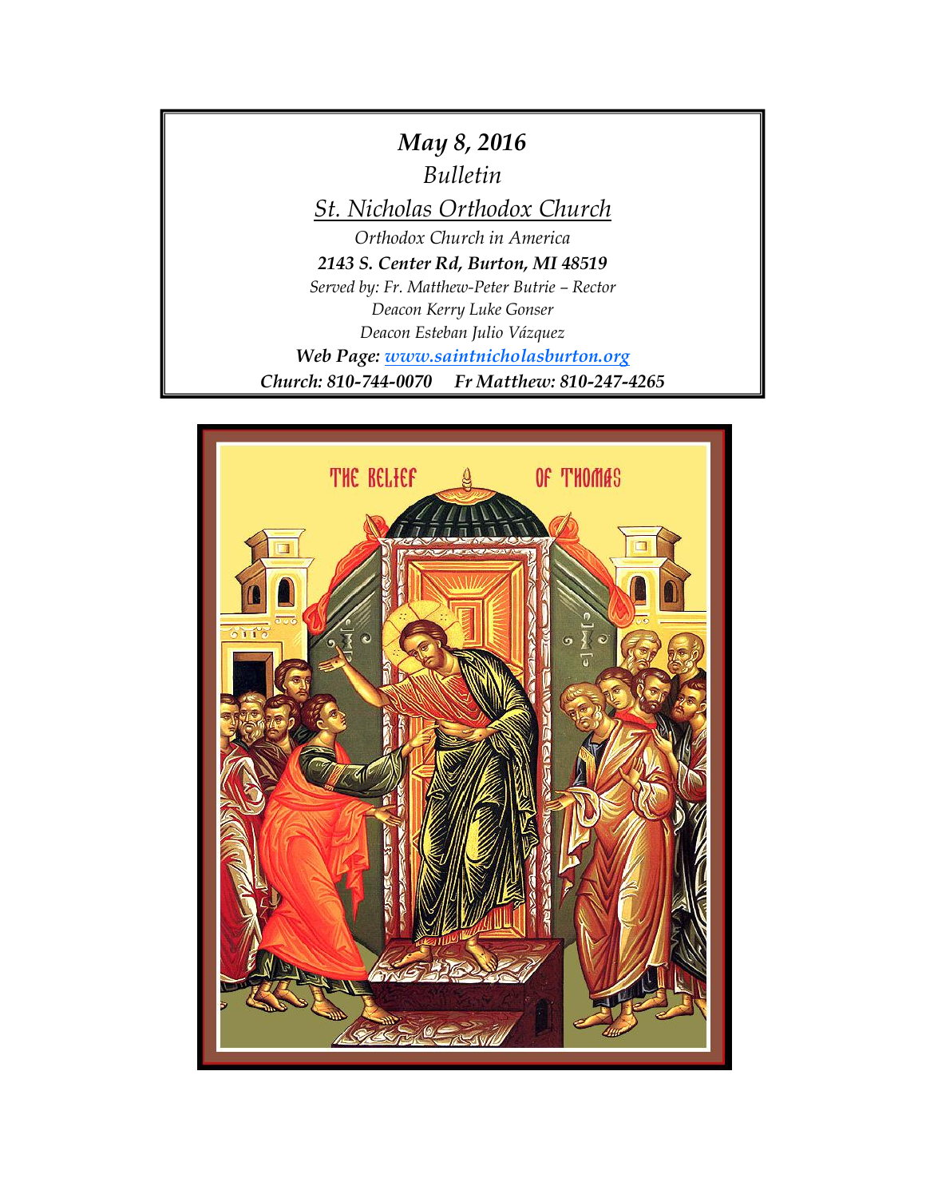*May 8, 2016*

*Bulletin*

*St. Nicholas Orthodox Church*

*Orthodox Church in America*

***2143 S. Center Rd, Burton, MI 48519***

*Served by: Fr. Matthew-Peter Butrie – Rector*

*Deacon Kerry Luke Gonser*

*Deacon Esteban Julio Vázquez*

***Web Page: www.saintnicholasburton.org***

***Church: 810-744-0070     Fr Matthew: 810-247-4265***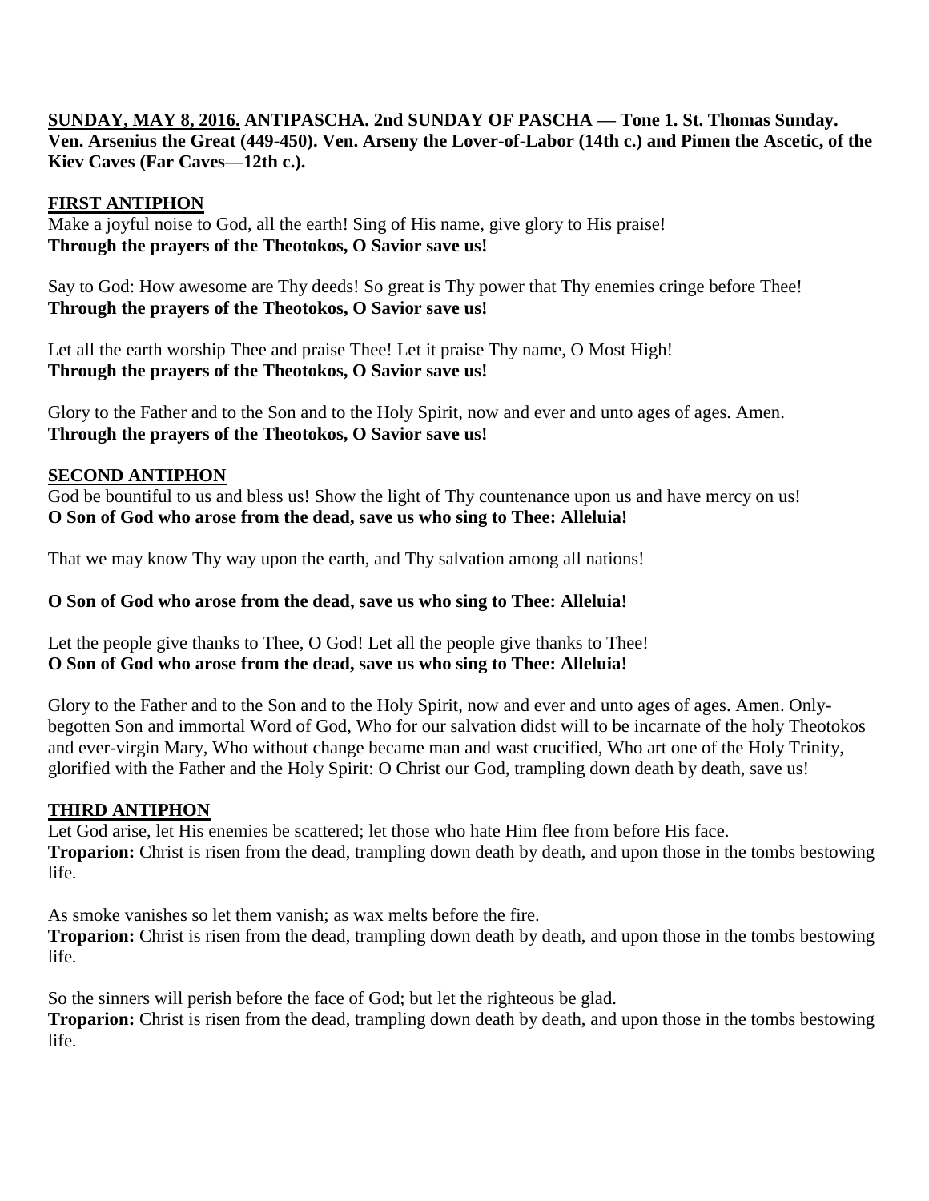**<u>SUNDAY, MAY 8, 2016.</u> ANTIPASCHA. 2nd SUNDAY OF PASCHA — Tone 1. St. Thomas Sunday. Ven. Arsenius the Great (449-450). Ven. Arseny the Lover-of-Labor (14th c.) and Pimen the Ascetic, of the Kiev Caves (Far Caves—12th c.).**

**<u>FIRST ANTIPHON</u>**

Make a joyful noise to God, all the earth! Sing of His name, give glory to His praise!
**Through the prayers of the Theotokos, O Savior save us!**

Say to God: How awesome are Thy deeds! So great is Thy power that Thy enemies cringe before Thee!
**Through the prayers of the Theotokos, O Savior save us!**

Let all the earth worship Thee and praise Thee! Let it praise Thy name, O Most High!
**Through the prayers of the Theotokos, O Savior save us!**

Glory to the Father and to the Son and to the Holy Spirit, now and ever and unto ages of ages. Amen.
**Through the prayers of the Theotokos, O Savior save us!**

**<u>SECOND ANTIPHON</u>**

God be bountiful to us and bless us! Show the light of Thy countenance upon us and have mercy on us!
**O Son of God who arose from the dead, save us who sing to Thee: Alleluia!**

That we may know Thy way upon the earth, and Thy salvation among all nations!

**O Son of God who arose from the dead, save us who sing to Thee: Alleluia!**

Let the people give thanks to Thee, O God! Let all the people give thanks to Thee!
**O Son of God who arose from the dead, save us who sing to Thee: Alleluia!**

Glory to the Father and to the Son and to the Holy Spirit, now and ever and unto ages of ages. Amen. Only-begotten Son and immortal Word of God, Who for our salvation didst will to be incarnate of the holy Theotokos and ever-virgin Mary, Who without change became man and wast crucified, Who art one of the Holy Trinity, glorified with the Father and the Holy Spirit: O Christ our God, trampling down death by death, save us!

**<u>THIRD ANTIPHON</u>**

Let God arise, let His enemies be scattered; let those who hate Him flee from before His face.
**Troparion:** Christ is risen from the dead, trampling down death by death, and upon those in the tombs bestowing life.

As smoke vanishes so let them vanish; as wax melts before the fire.
**Troparion:** Christ is risen from the dead, trampling down death by death, and upon those in the tombs bestowing life.

So the sinners will perish before the face of God; but let the righteous be glad.
**Troparion:** Christ is risen from the dead, trampling down death by death, and upon those in the tombs bestowing life.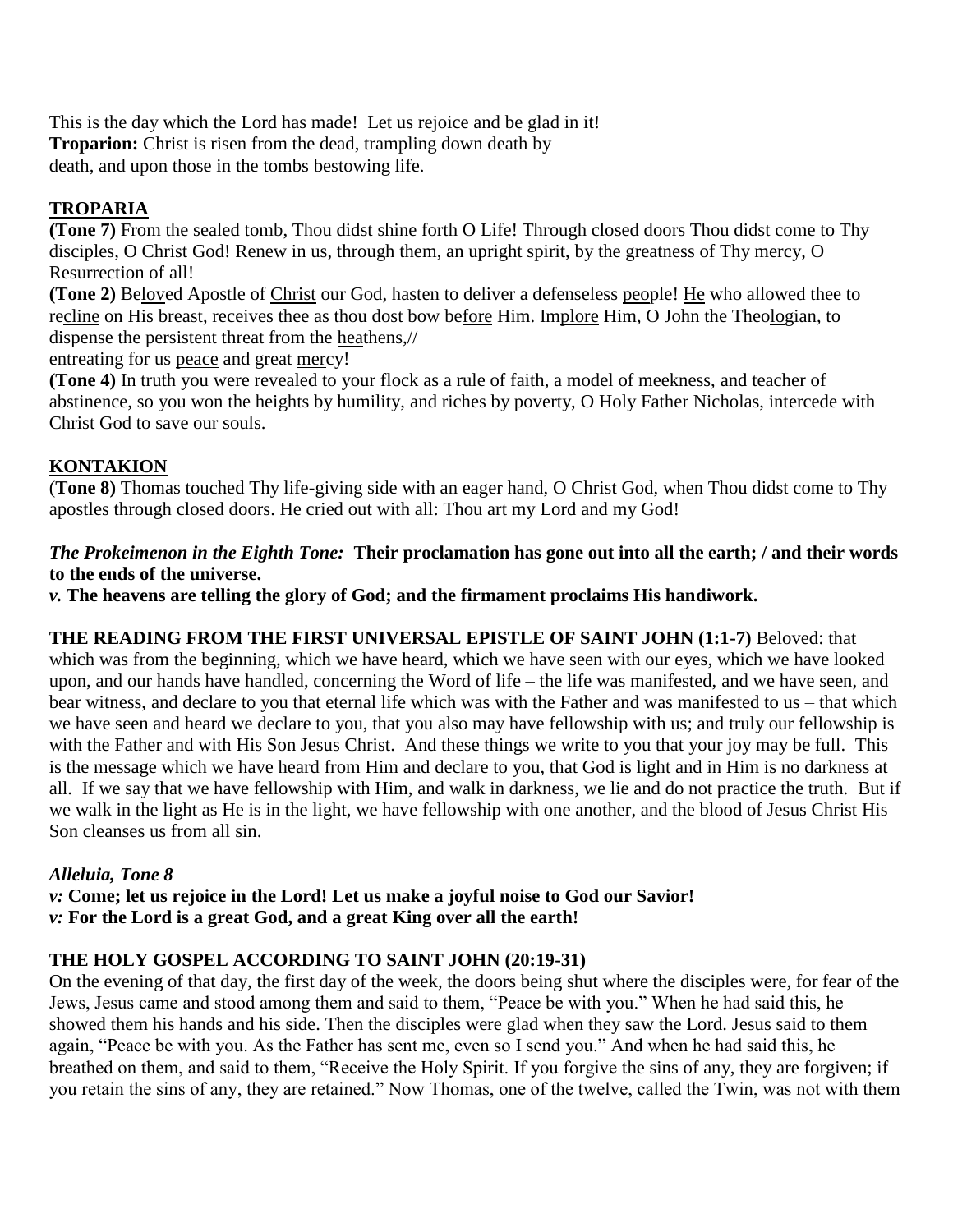This is the day which the Lord has made! Let us rejoice and be glad in it!
**Troparion:** Christ is risen from the dead, trampling down death by death, and upon those in the tombs bestowing life.

## TROPARIA

**(Tone 7)** From the sealed tomb, Thou didst shine forth O Life! Through closed doors Thou didst come to Thy disciples, O Christ God! Renew in us, through them, an upright spirit, by the greatness of Thy mercy, O Resurrection of all!

**(Tone 2)** Beloved Apostle of Christ our God, hasten to deliver a defenseless people! He who allowed thee to recline on His breast, receives thee as thou dost bow before Him. Implore Him, O John the Theologian, to dispense the persistent threat from the heathens,//
entreating for us peace and great mercy!

**(Tone 4)** In truth you were revealed to your flock as a rule of faith, a model of meekness, and teacher of abstinence, so you won the heights by humility, and riches by poverty, O Holy Father Nicholas, intercede with Christ God to save our souls.

## KONTAKION

(**Tone 8)** Thomas touched Thy life-giving side with an eager hand, O Christ God, when Thou didst come to Thy apostles through closed doors. He cried out with all: Thou art my Lord and my God!

***The Prokeimenon in the Eighth Tone:*** **Their proclamation has gone out into all the earth; / and their words to the ends of the universe.**
***v.*** **The heavens are telling the glory of God; and the firmament proclaims His handiwork.**

**THE READING FROM THE FIRST UNIVERSAL EPISTLE OF SAINT JOHN (1:1-7)** Beloved: that which was from the beginning, which we have heard, which we have seen with our eyes, which we have looked upon, and our hands have handled, concerning the Word of life – the life was manifested, and we have seen, and bear witness, and declare to you that eternal life which was with the Father and was manifested to us – that which we have seen and heard we declare to you, that you also may have fellowship with us; and truly our fellowship is with the Father and with His Son Jesus Christ. And these things we write to you that your joy may be full. This is the message which we have heard from Him and declare to you, that God is light and in Him is no darkness at all. If we say that we have fellowship with Him, and walk in darkness, we lie and do not practice the truth. But if we walk in the light as He is in the light, we have fellowship with one another, and the blood of Jesus Christ His Son cleanses us from all sin.

***Alleluia, Tone 8***
***v:*** **Come; let us rejoice in the Lord! Let us make a joyful noise to God our Savior!**
***v:*** **For the Lord is a great God, and a great King over all the earth!**

**THE HOLY GOSPEL ACCORDING TO SAINT JOHN (20:19-31)**
On the evening of that day, the first day of the week, the doors being shut where the disciples were, for fear of the Jews, Jesus came and stood among them and said to them, "Peace be with you." When he had said this, he showed them his hands and his side. Then the disciples were glad when they saw the Lord. Jesus said to them again, "Peace be with you. As the Father has sent me, even so I send you." And when he had said this, he breathed on them, and said to them, "Receive the Holy Spirit. If you forgive the sins of any, they are forgiven; if you retain the sins of any, they are retained." Now Thomas, one of the twelve, called the Twin, was not with them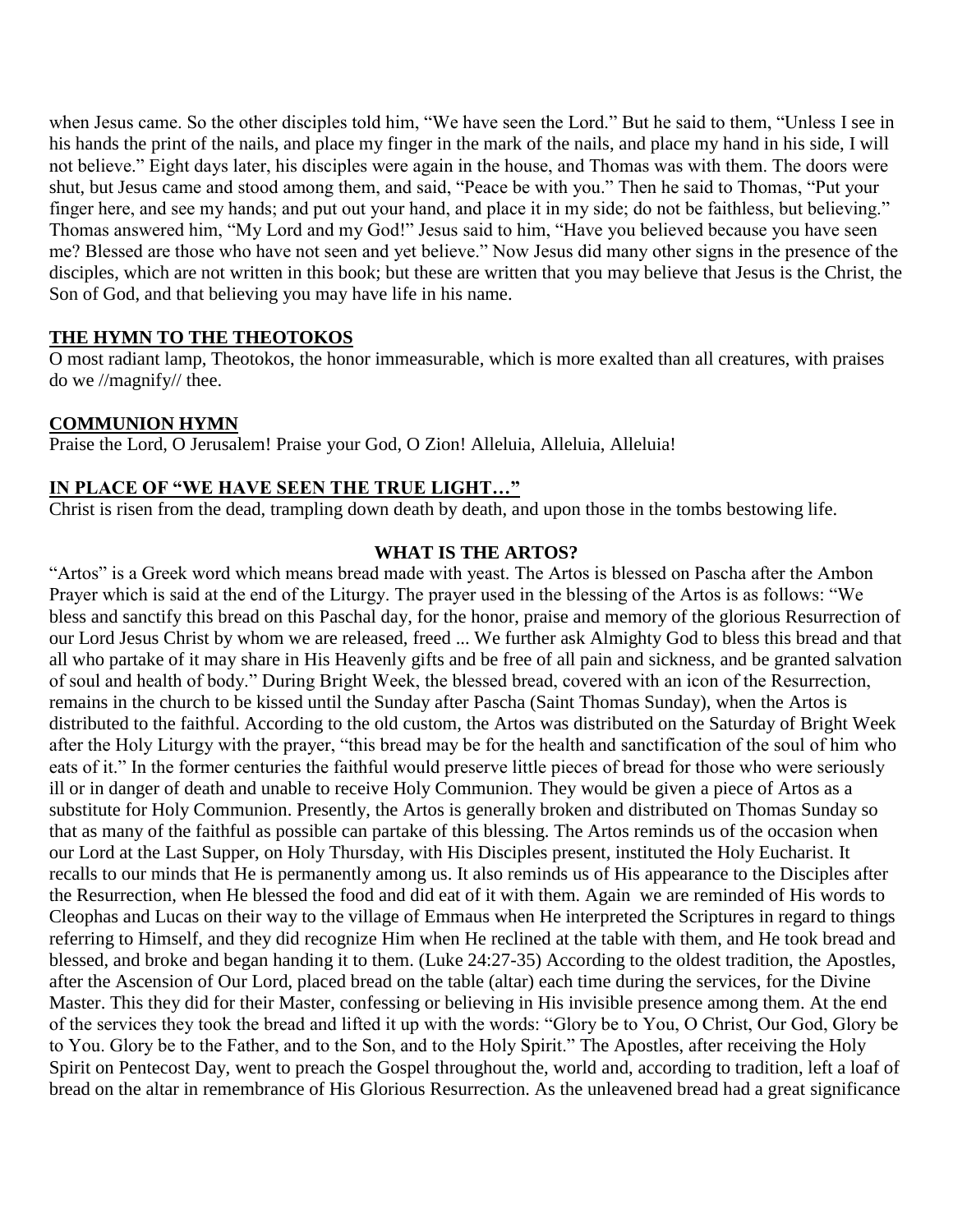when Jesus came. So the other disciples told him, "We have seen the Lord." But he said to them, "Unless I see in his hands the print of the nails, and place my finger in the mark of the nails, and place my hand in his side, I will not believe." Eight days later, his disciples were again in the house, and Thomas was with them. The doors were shut, but Jesus came and stood among them, and said, "Peace be with you." Then he said to Thomas, "Put your finger here, and see my hands; and put out your hand, and place it in my side; do not be faithless, but believing." Thomas answered him, "My Lord and my God!" Jesus said to him, "Have you believed because you have seen me? Blessed are those who have not seen and yet believe." Now Jesus did many other signs in the presence of the disciples, which are not written in this book; but these are written that you may believe that Jesus is the Christ, the Son of God, and that believing you may have life in his name.

## THE HYMN TO THE THEOTOKOS

O most radiant lamp, Theotokos, the honor immeasurable, which is more exalted than all creatures, with praises do we //magnify// thee.

## COMMUNION HYMN

Praise the Lord, O Jerusalem! Praise your God, O Zion! Alleluia, Alleluia, Alleluia!

## IN PLACE OF "WE HAVE SEEN THE TRUE LIGHT…"

Christ is risen from the dead, trampling down death by death, and upon those in the tombs bestowing life.

## WHAT IS THE ARTOS?

"Artos" is a Greek word which means bread made with yeast. The Artos is blessed on Pascha after the Ambon Prayer which is said at the end of the Liturgy. The prayer used in the blessing of the Artos is as follows: "We bless and sanctify this bread on this Paschal day, for the honor, praise and memory of the glorious Resurrection of our Lord Jesus Christ by whom we are released, freed ... We further ask Almighty God to bless this bread and that all who partake of it may share in His Heavenly gifts and be free of all pain and sickness, and be granted salvation of soul and health of body." During Bright Week, the blessed bread, covered with an icon of the Resurrection, remains in the church to be kissed until the Sunday after Pascha (Saint Thomas Sunday), when the Artos is distributed to the faithful. According to the old custom, the Artos was distributed on the Saturday of Bright Week after the Holy Liturgy with the prayer, "this bread may be for the health and sanctification of the soul of him who eats of it." In the former centuries the faithful would preserve little pieces of bread for those who were seriously ill or in danger of death and unable to receive Holy Communion. They would be given a piece of Artos as a substitute for Holy Communion. Presently, the Artos is generally broken and distributed on Thomas Sunday so that as many of the faithful as possible can partake of this blessing. The Artos reminds us of the occasion when our Lord at the Last Supper, on Holy Thursday, with His Disciples present, instituted the Holy Eucharist. It recalls to our minds that He is permanently among us. It also reminds us of His appearance to the Disciples after the Resurrection, when He blessed the food and did eat of it with them. Again we are reminded of His words to Cleophas and Lucas on their way to the village of Emmaus when He interpreted the Scriptures in regard to things referring to Himself, and they did recognize Him when He reclined at the table with them, and He took bread and blessed, and broke and began handing it to them. (Luke 24:27-35) According to the oldest tradition, the Apostles, after the Ascension of Our Lord, placed bread on the table (altar) each time during the services, for the Divine Master. This they did for their Master, confessing or believing in His invisible presence among them. At the end of the services they took the bread and lifted it up with the words: "Glory be to You, O Christ, Our God, Glory be to You. Glory be to the Father, and to the Son, and to the Holy Spirit." The Apostles, after receiving the Holy Spirit on Pentecost Day, went to preach the Gospel throughout the, world and, according to tradition, left a loaf of bread on the altar in remembrance of His Glorious Resurrection. As the unleavened bread had a great significance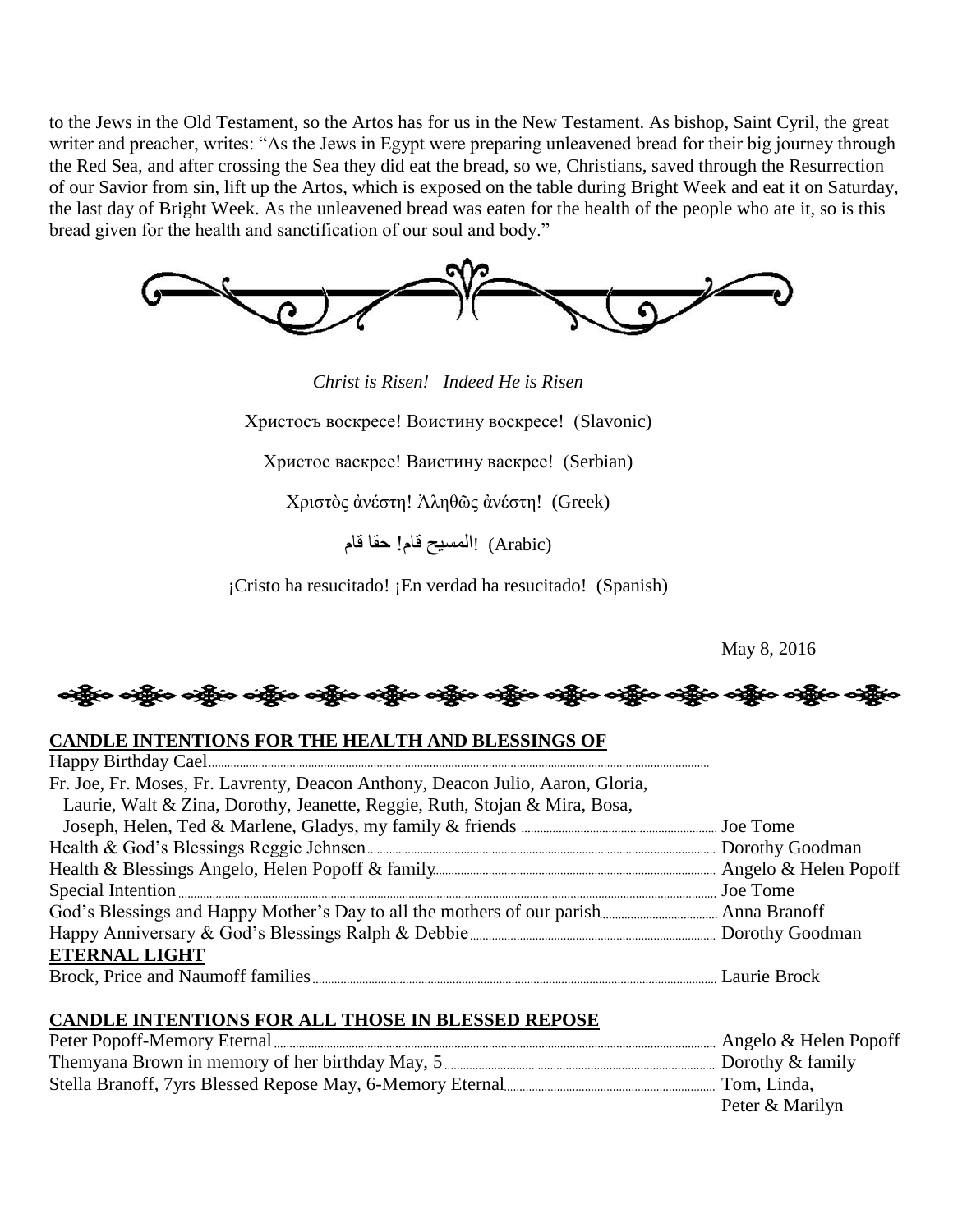to the Jews in the Old Testament, so the Artos has for us in the New Testament. As bishop, Saint Cyril, the great writer and preacher, writes: "As the Jews in Egypt were preparing unleavened bread for their big journey through the Red Sea, and after crossing the Sea they did eat the bread, so we, Christians, saved through the Resurrection of our Savior from sin, lift up the Artos, which is exposed on the table during Bright Week and eat it on Saturday, the last day of Bright Week. As the unleavened bread was eaten for the health of the people who ate it, so is this bread given for the health and sanctification of our soul and body."

*Christ is Risen! Indeed He is Risen*

Христосъ воскресе! Воистину воскресе! (Slavonic)

Христос васкрсе! Ваистину васкрсе! (Serbian)

Χριστὸς ἀνέστη! Ἀληθῶς ἀνέστη! (Greek)

(Arabic) المسيح قام! حقا قام!

¡Cristo ha resucitado! ¡En verdad ha resucitado! (Spanish)

May 8, 2016

**CANDLE INTENTIONS FOR THE HEALTH AND BLESSINGS OF**

Happy Birthday Cael

Fr. Joe, Fr. Moses, Fr. Lavrenty, Deacon Anthony, Deacon Julio, Aaron, Gloria, Laurie, Walt & Zina, Dorothy, Jeanette, Reggie, Ruth, Stojan & Mira, Bosa, Joseph, Helen, Ted & Marlene, Gladys, my family & friends ........ Joe Tome

Health & God's Blessings Reggie Jehnsen ........ Dorothy Goodman

Health & Blessings Angelo, Helen Popoff & family ........ Angelo & Helen Popoff

Special Intention ........ Joe Tome

God's Blessings and Happy Mother's Day to all the mothers of our parish ........ Anna Branoff

Happy Anniversary & God's Blessings Ralph & Debbie ........ Dorothy Goodman

**ETERNAL LIGHT**

Brock, Price and Naumoff families ........ Laurie Brock

**CANDLE INTENTIONS FOR ALL THOSE IN BLESSED REPOSE**

Peter Popoff-Memory Eternal ........ Angelo & Helen Popoff

Themyana Brown in memory of her birthday May, 5 ........ Dorothy & family

Stella Branoff, 7yrs Blessed Repose May, 6-Memory Eternal ........ Tom, Linda, Peter & Marilyn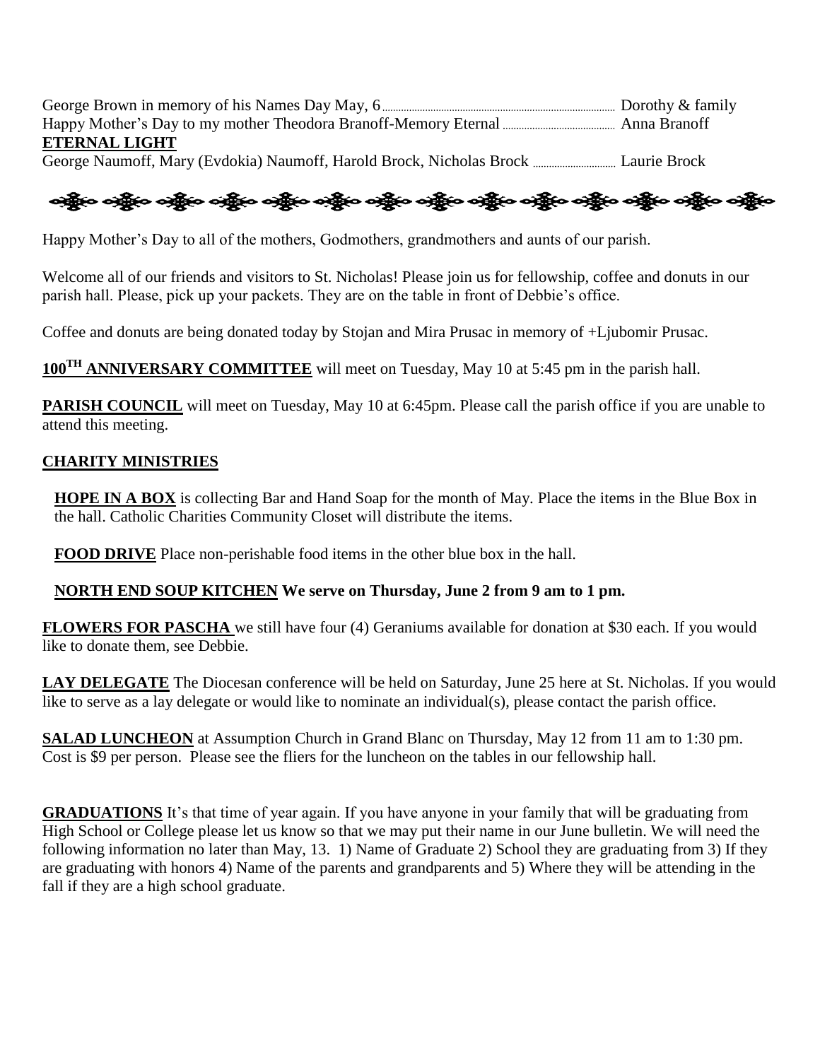George Brown in memory of his Names Day May, 6 ............ Dorothy & family
Happy Mother's Day to my mother Theodora Branoff-Memory Eternal ............ Anna Branoff

**ETERNAL LIGHT**

George Naumoff, Mary (Evdokia) Naumoff, Harold Brock, Nicholas Brock ............ Laurie Brock

Happy Mother's Day to all of the mothers, Godmothers, grandmothers and aunts of our parish.

Welcome all of our friends and visitors to St. Nicholas! Please join us for fellowship, coffee and donuts in our parish hall. Please, pick up your packets. They are on the table in front of Debbie's office.

Coffee and donuts are being donated today by Stojan and Mira Prusac in memory of +Ljubomir Prusac.

**100TH ANNIVERSARY COMMITTEE** will meet on Tuesday, May 10 at 5:45 pm in the parish hall.

**PARISH COUNCIL** will meet on Tuesday, May 10 at 6:45pm. Please call the parish office if you are unable to attend this meeting.

**CHARITY MINISTRIES**

**HOPE IN A BOX** is collecting Bar and Hand Soap for the month of May. Place the items in the Blue Box in the hall. Catholic Charities Community Closet will distribute the items.

**FOOD DRIVE** Place non-perishable food items in the other blue box in the hall.

**NORTH END SOUP KITCHEN We serve on Thursday, June 2 from 9 am to 1 pm.**

**FLOWERS FOR PASCHA** we still have four (4) Geraniums available for donation at $30 each. If you would like to donate them, see Debbie.

**LAY DELEGATE** The Diocesan conference will be held on Saturday, June 25 here at St. Nicholas. If you would like to serve as a lay delegate or would like to nominate an individual(s), please contact the parish office.

**SALAD LUNCHEON** at Assumption Church in Grand Blanc on Thursday, May 12 from 11 am to 1:30 pm. Cost is $9 per person. Please see the fliers for the luncheon on the tables in our fellowship hall.

**GRADUATIONS** It's that time of year again. If you have anyone in your family that will be graduating from High School or College please let us know so that we may put their name in our June bulletin. We will need the following information no later than May, 13. 1) Name of Graduate 2) School they are graduating from 3) If they are graduating with honors 4) Name of the parents and grandparents and 5) Where they will be attending in the fall if they are a high school graduate.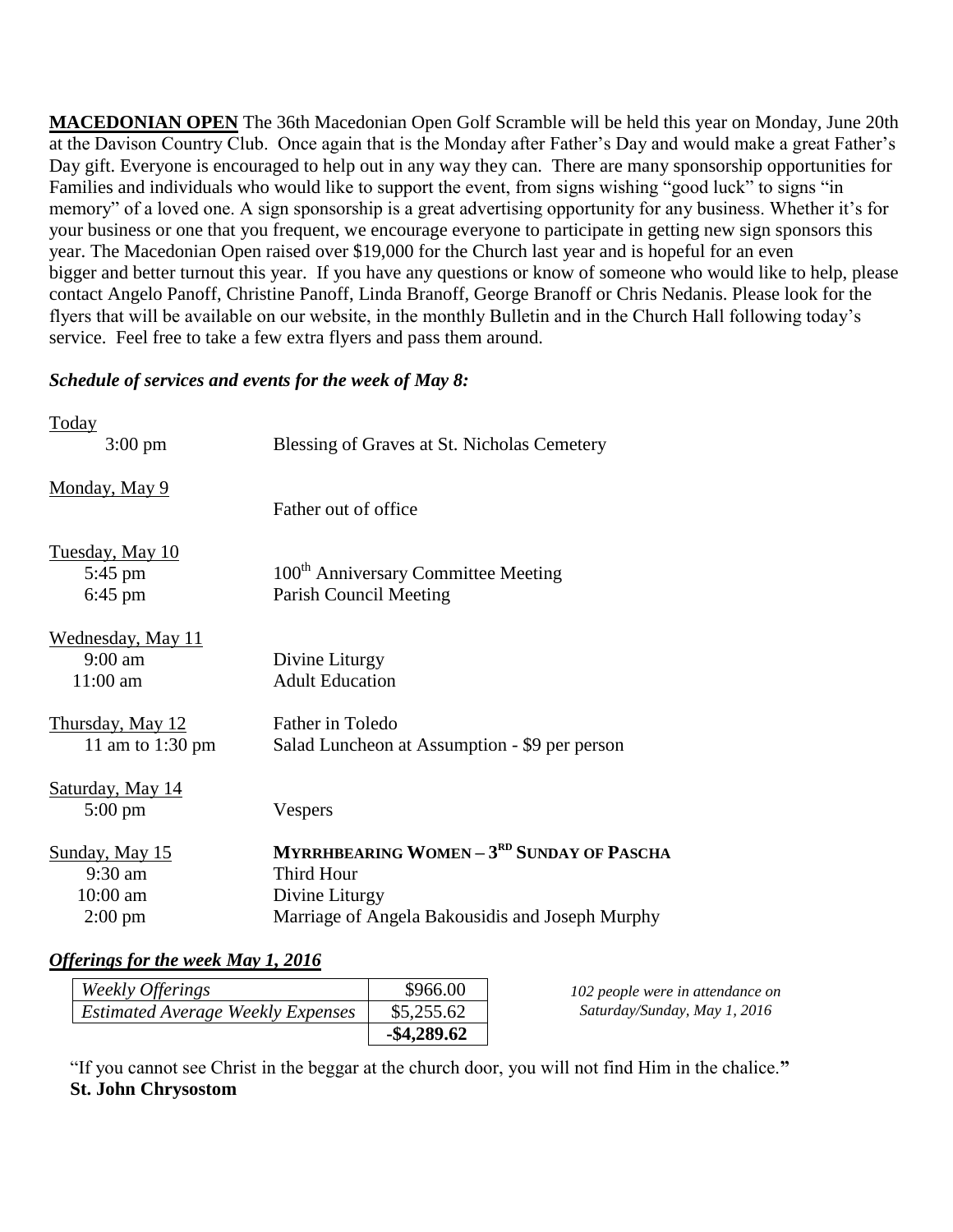**MACEDONIAN OPEN** The 36th Macedonian Open Golf Scramble will be held this year on Monday, June 20th at the Davison Country Club. Once again that is the Monday after Father's Day and would make a great Father's Day gift. Everyone is encouraged to help out in any way they can. There are many sponsorship opportunities for Families and individuals who would like to support the event, from signs wishing "good luck" to signs "in memory" of a loved one. A sign sponsorship is a great advertising opportunity for any business. Whether it's for your business or one that you frequent, we encourage everyone to participate in getting new sign sponsors this year. The Macedonian Open raised over $19,000 for the Church last year and is hopeful for an even bigger and better turnout this year. If you have any questions or know of someone who would like to help, please contact Angelo Panoff, Christine Panoff, Linda Branoff, George Branoff or Chris Nedanis. Please look for the flyers that will be available on our website, in the monthly Bulletin and in the Church Hall following today's service. Feel free to take a few extra flyers and pass them around.

***Schedule of services and events for the week of May 8:***

Today
3:00 pm — Blessing of Graves at St. Nicholas Cemetery

Monday, May 9
Father out of office

Tuesday, May 10
5:45 pm — 100th Anniversary Committee Meeting
6:45 pm — Parish Council Meeting

Wednesday, May 11
9:00 am — Divine Liturgy
11:00 am — Adult Education

Thursday, May 12 — Father in Toledo
11 am to 1:30 pm — Salad Luncheon at Assumption - $9 per person

Saturday, May 14
5:00 pm — Vespers

Sunday, May 15 — **MYRRHBEARING WOMEN – 3RD SUNDAY OF PASCHA**
9:30 am — Third Hour
10:00 am — Divine Liturgy
2:00 pm — Marriage of Angela Bakousidis and Joseph Murphy

***Offerings for the week May 1, 2016***

| | |
|---|---|
| *Weekly Offerings* | $966.00 |
| *Estimated Average Weekly Expenses* | $5,255.62 |
| | **-$4,289.62** |

*102 people were in attendance on Saturday/Sunday, May 1, 2016*

"If you cannot see Christ in the beggar at the church door, you will not find Him in the chalice."
**St. John Chrysostom**